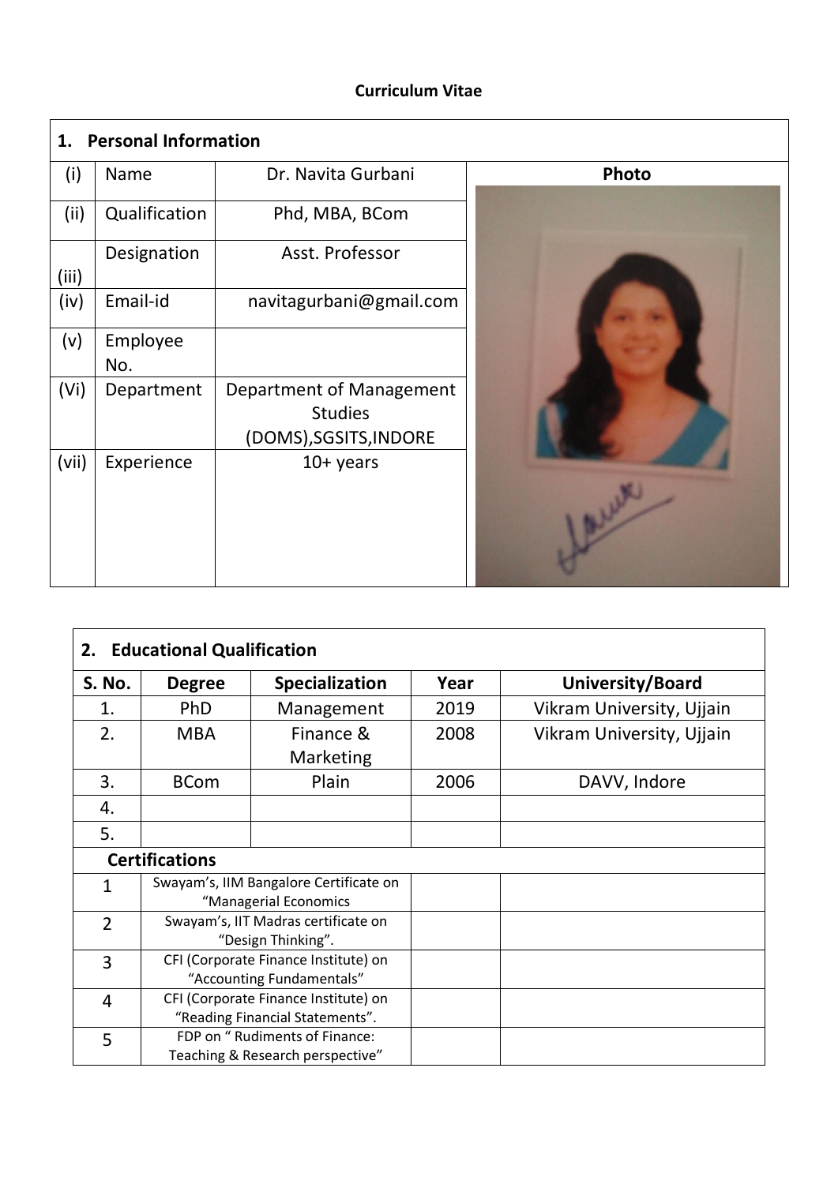**Curriculum Vitae**

| 1. Personal Information | | | |
|---|---|---|---|
| (i) | Name | Dr. Navita Gurbani | Photo |
| (ii) | Qualification | Phd, MBA, BCom | |
| (iii) | Designation | Asst. Professor | |
| (iv) | Email-id | navitagurbani@gmail.com | |
| (v) | Employee No. | | |
| (Vi) | Department | Department of Management Studies (DOMS),SGSITS,INDORE | |
| (vii) | Experience | 10+ years | |

| 2. Educational Qualification | | | | |
|---|---|---|---|---|
| **S. No.** | **Degree** | **Specialization** | **Year** | **University/Board** |
| 1. | PhD | Management | 2019 | Vikram University, Ujjain |
| 2. | MBA | Finance & Marketing | 2008 | Vikram University, Ujjain |
| 3. | BCom | Plain | 2006 | DAVV, Indore |
| 4. | | | | |
| 5. | | | | |
| **Certifications** | | | | |
| 1 | Swayam's, IIM Bangalore Certificate on "Managerial Economics | | | |
| 2 | Swayam's, IIT Madras certificate on "Design Thinking". | | | |
| 3 | CFI (Corporate Finance Institute) on "Accounting Fundamentals" | | | |
| 4 | CFI (Corporate Finance Institute) on "Reading Financial Statements". | | | |
| 5 | FDP on " Rudiments of Finance: Teaching & Research perspective" | | | |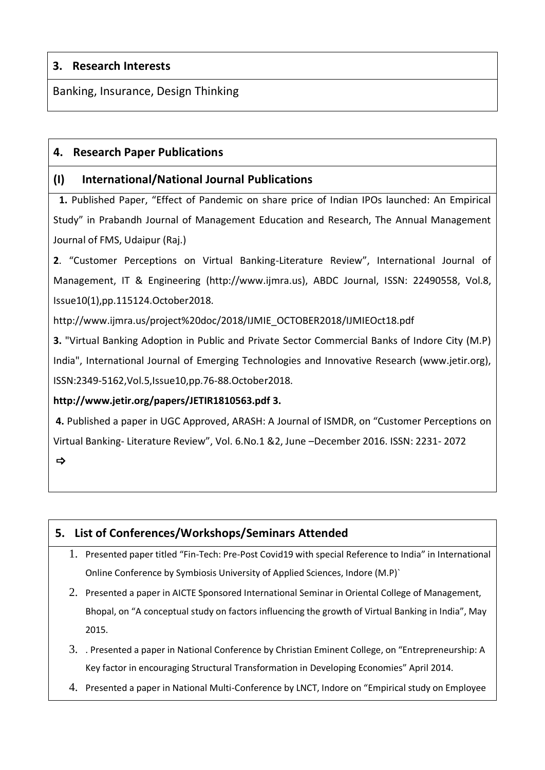## 3. Research Interests

Banking, Insurance, Design Thinking

## 4. Research Paper Publications

### (I) International/National Journal Publications

**1.** Published Paper, "Effect of Pandemic on share price of Indian IPOs launched: An Empirical Study" in Prabandh Journal of Management Education and Research, The Annual Management Journal of FMS, Udaipur (Raj.)

**2**. "Customer Perceptions on Virtual Banking-Literature Review", International Journal of Management, IT & Engineering (http://www.ijmra.us), ABDC Journal, ISSN: 22490558, Vol.8, Issue10(1),pp.115124.October2018.

http://www.ijmra.us/project%20doc/2018/IJMIE_OCTOBER2018/IJMIEOct18.pdf

**3.** "Virtual Banking Adoption in Public and Private Sector Commercial Banks of Indore City (M.P) India", International Journal of Emerging Technologies and Innovative Research (www.jetir.org), ISSN:2349-5162,Vol.5,Issue10,pp.76-88.October2018.

**http://www.jetir.org/papers/JETIR1810563.pdf 3.**

**4.** Published a paper in UGC Approved, ARASH: A Journal of ISMDR, on "Customer Perceptions on Virtual Banking- Literature Review", Vol. 6.No.1 &2, June –December 2016. ISSN: 2231- 2072

⇨

## 5. List of Conferences/Workshops/Seminars Attended

1. Presented paper titled "Fin-Tech: Pre-Post Covid19 with special Reference to India" in International Online Conference by Symbiosis University of Applied Sciences, Indore (M.P)`
2. Presented a paper in AICTE Sponsored International Seminar in Oriental College of Management, Bhopal, on "A conceptual study on factors influencing the growth of Virtual Banking in India", May 2015.
3. . Presented a paper in National Conference by Christian Eminent College, on "Entrepreneurship: A Key factor in encouraging Structural Transformation in Developing Economies" April 2014.
4. Presented a paper in National Multi-Conference by LNCT, Indore on "Empirical study on Employee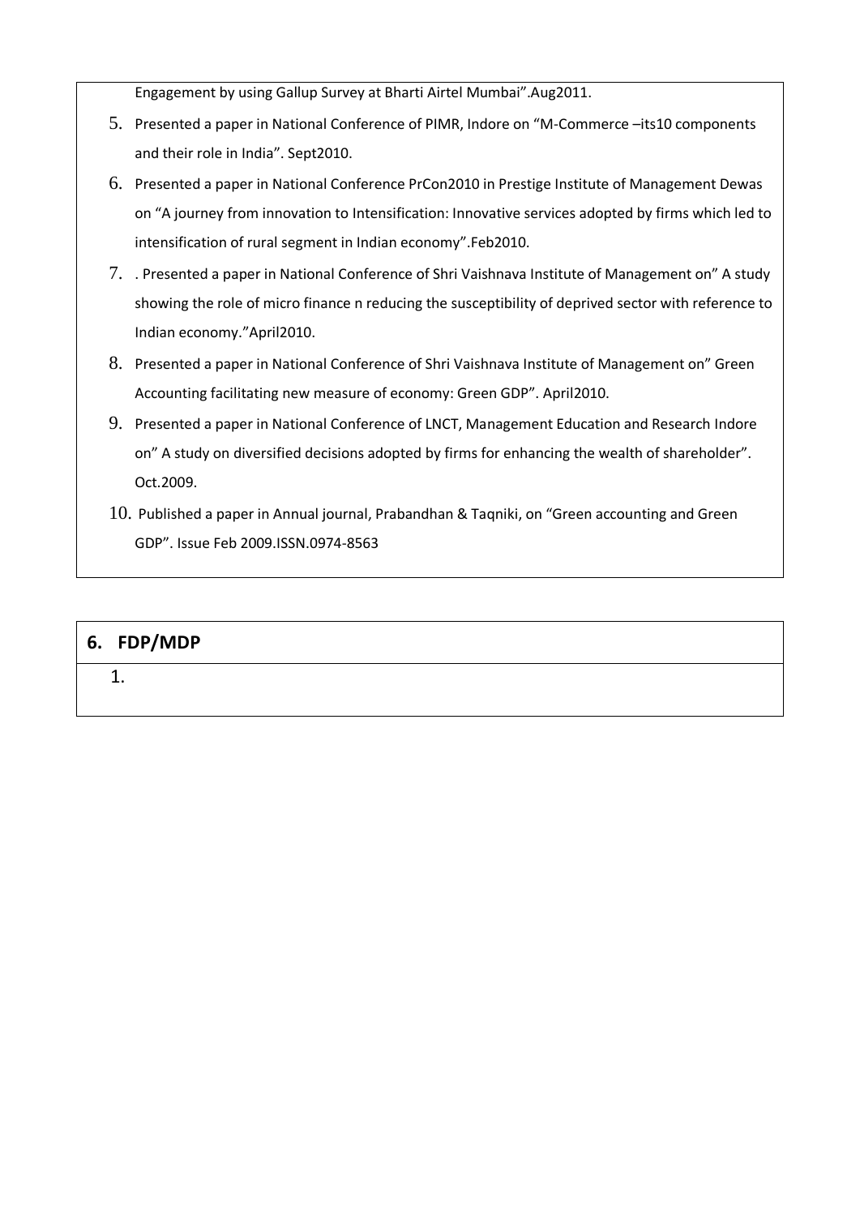Engagement by using Gallup Survey at Bharti Airtel Mumbai".Aug2011.

5. Presented a paper in National Conference of PIMR, Indore on "M-Commerce –its10 components and their role in India". Sept2010.
6. Presented a paper in National Conference PrCon2010 in Prestige Institute of Management Dewas on "A journey from innovation to Intensification: Innovative services adopted by firms which led to intensification of rural segment in Indian economy".Feb2010.
7. . Presented a paper in National Conference of Shri Vaishnava Institute of Management on" A study showing the role of micro finance n reducing the susceptibility of deprived sector with reference to Indian economy."April2010.
8. Presented a paper in National Conference of Shri Vaishnava Institute of Management on" Green Accounting facilitating new measure of economy: Green GDP". April2010.
9. Presented a paper in National Conference of LNCT, Management Education and Research Indore on" A study on diversified decisions adopted by firms for enhancing the wealth of shareholder". Oct.2009.
10. Published a paper in Annual journal, Prabandhan & Taqniki, on "Green accounting and Green GDP". Issue Feb 2009.ISSN.0974-8563

## 6. FDP/MDP

1.